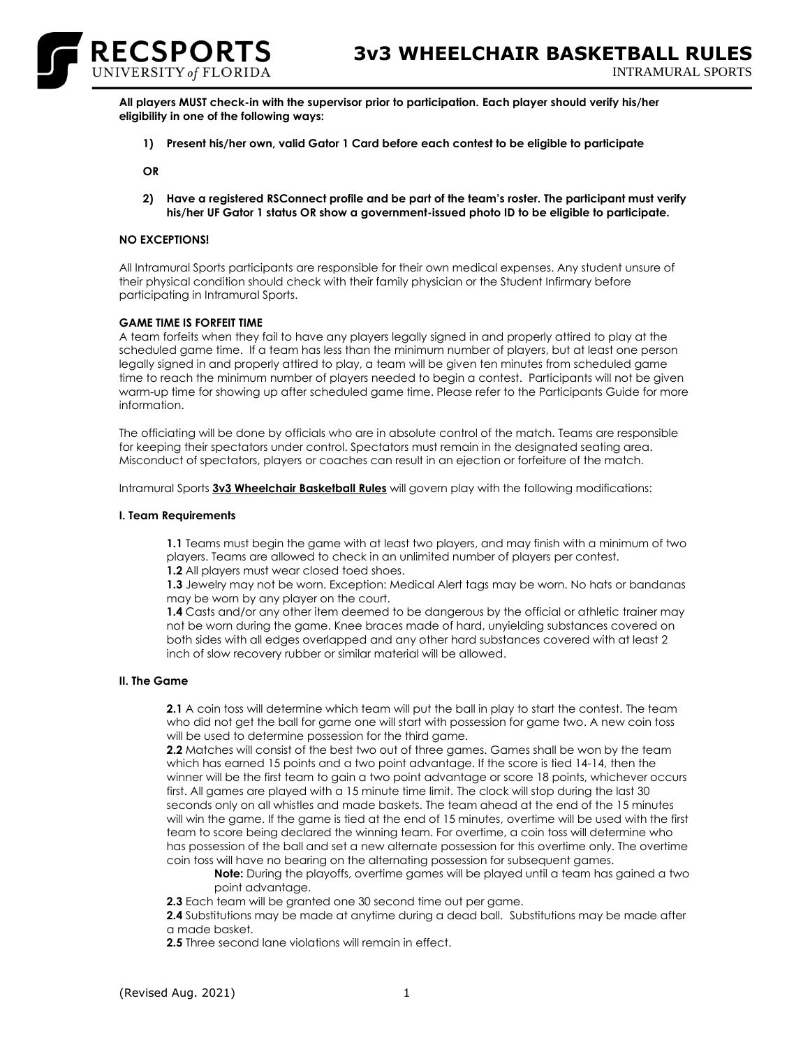# 3v3 WHEELCHAIR BASKETBALL RULES

RECSPORTS UNIVERSITY of FLORIDA

INTRAMURAL SPORTS

**All players MUST check-in with the supervisor prior to participation. Each player should verify his/her eligibility in one of the following ways:**

1) **Present his/her own, valid Gator 1 Card before each contest to be eligible to participate**

**OR**

2) **Have a registered RSConnect profile and be part of the team's roster. The participant must verify his/her UF Gator 1 status OR show a government-issued photo ID to be eligible to participate.**

**NO EXCEPTIONS!**

All Intramural Sports participants are responsible for their own medical expenses. Any student unsure of their physical condition should check with their family physician or the Student Infirmary before participating in Intramural Sports.

**GAME TIME IS FORFEIT TIME**

A team forfeits when they fail to have any players legally signed in and properly attired to play at the scheduled game time. If a team has less than the minimum number of players, but at least one person legally signed in and properly attired to play, a team will be given ten minutes from scheduled game time to reach the minimum number of players needed to begin a contest. Participants will not be given warm-up time for showing up after scheduled game time. Please refer to the Participants Guide for more information.

The officiating will be done by officials who are in absolute control of the match. Teams are responsible for keeping their spectators under control. Spectators must remain in the designated seating area. Misconduct of spectators, players or coaches can result in an ejection or forfeiture of the match.

Intramural Sports **3v3 Wheelchair Basketball Rules** will govern play with the following modifications:

**I. Team Requirements**

**1.1** Teams must begin the game with at least two players, and may finish with a minimum of two players. Teams are allowed to check in an unlimited number of players per contest.
**1.2** All players must wear closed toed shoes.
**1.3** Jewelry may not be worn. Exception: Medical Alert tags may be worn. No hats or bandanas may be worn by any player on the court.
**1.4** Casts and/or any other item deemed to be dangerous by the official or athletic trainer may not be worn during the game. Knee braces made of hard, unyielding substances covered on both sides with all edges overlapped and any other hard substances covered with at least 2 inch of slow recovery rubber or similar material will be allowed.

**II. The Game**

**2.1** A coin toss will determine which team will put the ball in play to start the contest. The team who did not get the ball for game one will start with possession for game two. A new coin toss will be used to determine possession for the third game.
**2.2** Matches will consist of the best two out of three games. Games shall be won by the team which has earned 15 points and a two point advantage. If the score is tied 14-14, then the winner will be the first team to gain a two point advantage or score 18 points, whichever occurs first. All games are played with a 15 minute time limit. The clock will stop during the last 30 seconds only on all whistles and made baskets. The team ahead at the end of the 15 minutes will win the game. If the game is tied at the end of 15 minutes, overtime will be used with the first team to score being declared the winning team. For overtime, a coin toss will determine who has possession of the ball and set a new alternate possession for this overtime only. The overtime coin toss will have no bearing on the alternating possession for subsequent games.

> **Note:** During the playoffs, overtime games will be played until a team has gained a two point advantage.

**2.3** Each team will be granted one 30 second time out per game.
**2.4** Substitutions may be made at anytime during a dead ball. Substitutions may be made after a made basket.
**2.5** Three second lane violations will remain in effect.

(Revised Aug. 2021)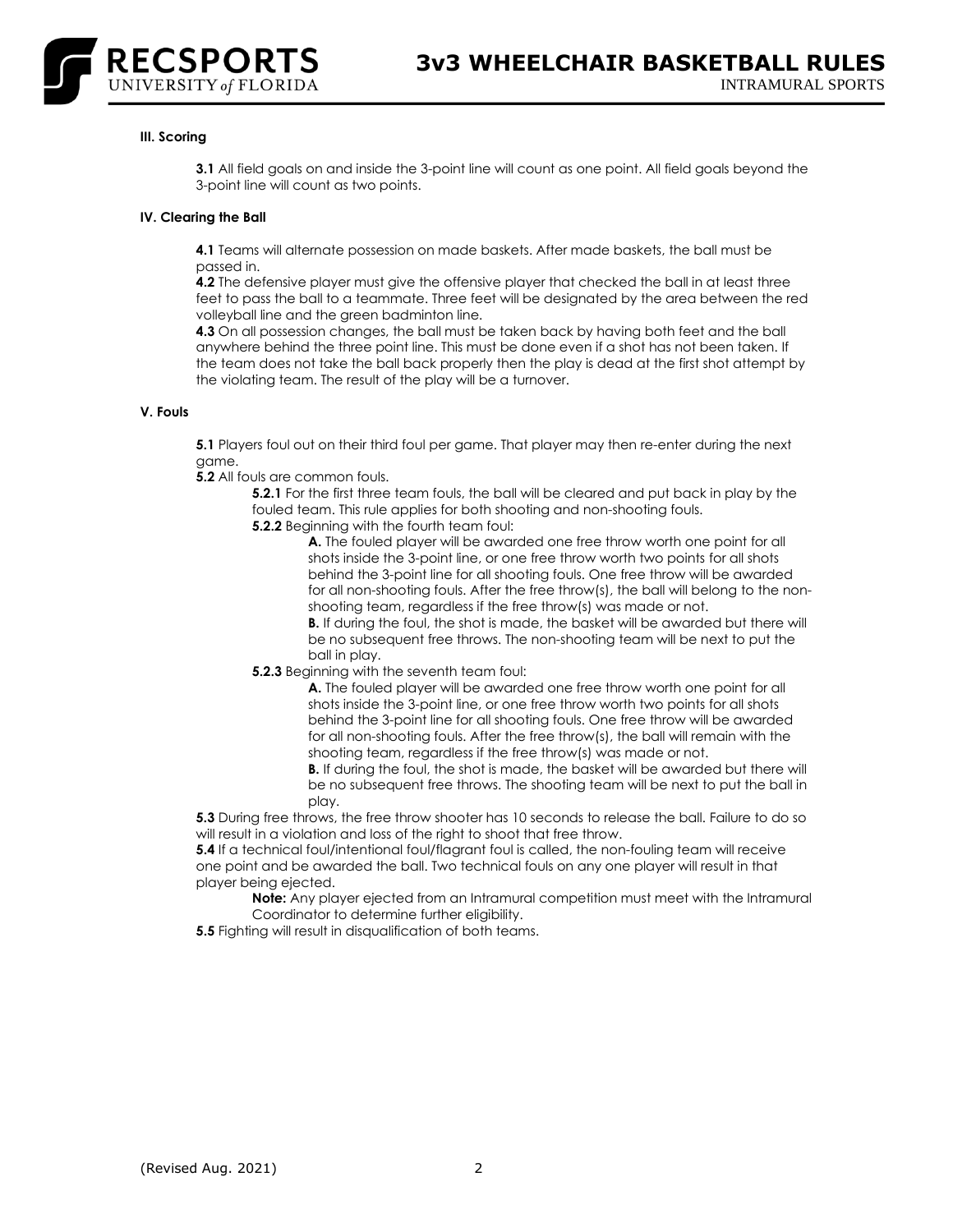### III. Scoring

**3.1** All field goals on and inside the 3-point line will count as one point. All field goals beyond the 3-point line will count as two points.

### IV. Clearing the Ball

**4.1** Teams will alternate possession on made baskets. After made baskets, the ball must be passed in.
**4.2** The defensive player must give the offensive player that checked the ball in at least three feet to pass the ball to a teammate. Three feet will be designated by the area between the red volleyball line and the green badminton line.
**4.3** On all possession changes, the ball must be taken back by having both feet and the ball anywhere behind the three point line. This must be done even if a shot has not been taken. If the team does not take the ball back properly then the play is dead at the first shot attempt by the violating team. The result of the play will be a turnover.

### V. Fouls

**5.1** Players foul out on their third foul per game. That player may then re-enter during the next game.
**5.2** All fouls are common fouls.

- **5.2.1** For the first three team fouls, the ball will be cleared and put back in play by the fouled team. This rule applies for both shooting and non-shooting fouls.
- **5.2.2** Beginning with the fourth team foul:
  - **A.** The fouled player will be awarded one free throw worth one point for all shots inside the 3-point line, or one free throw worth two points for all shots behind the 3-point line for all shooting fouls. One free throw will be awarded for all non-shooting fouls. After the free throw(s), the ball will belong to the non-shooting team, regardless if the free throw(s) was made or not.
  - **B.** If during the foul, the shot is made, the basket will be awarded but there will be no subsequent free throws. The non-shooting team will be next to put the ball in play.
- **5.2.3** Beginning with the seventh team foul:
  - **A.** The fouled player will be awarded one free throw worth one point for all shots inside the 3-point line, or one free throw worth two points for all shots behind the 3-point line for all shooting fouls. One free throw will be awarded for all non-shooting fouls. After the free throw(s), the ball will remain with the shooting team, regardless if the free throw(s) was made or not.
  - **B.** If during the foul, the shot is made, the basket will be awarded but there will be no subsequent free throws. The shooting team will be next to put the ball in play.

**5.3** During free throws, the free throw shooter has 10 seconds to release the ball. Failure to do so will result in a violation and loss of the right to shoot that free throw.
**5.4** If a technical foul/intentional foul/flagrant foul is called, the non-fouling team will receive one point and be awarded the ball. Two technical fouls on any one player will result in that player being ejected.

> **Note:** Any player ejected from an Intramural competition must meet with the Intramural Coordinator to determine further eligibility.

**5.5** Fighting will result in disqualification of both teams.

(Revised Aug. 2021)